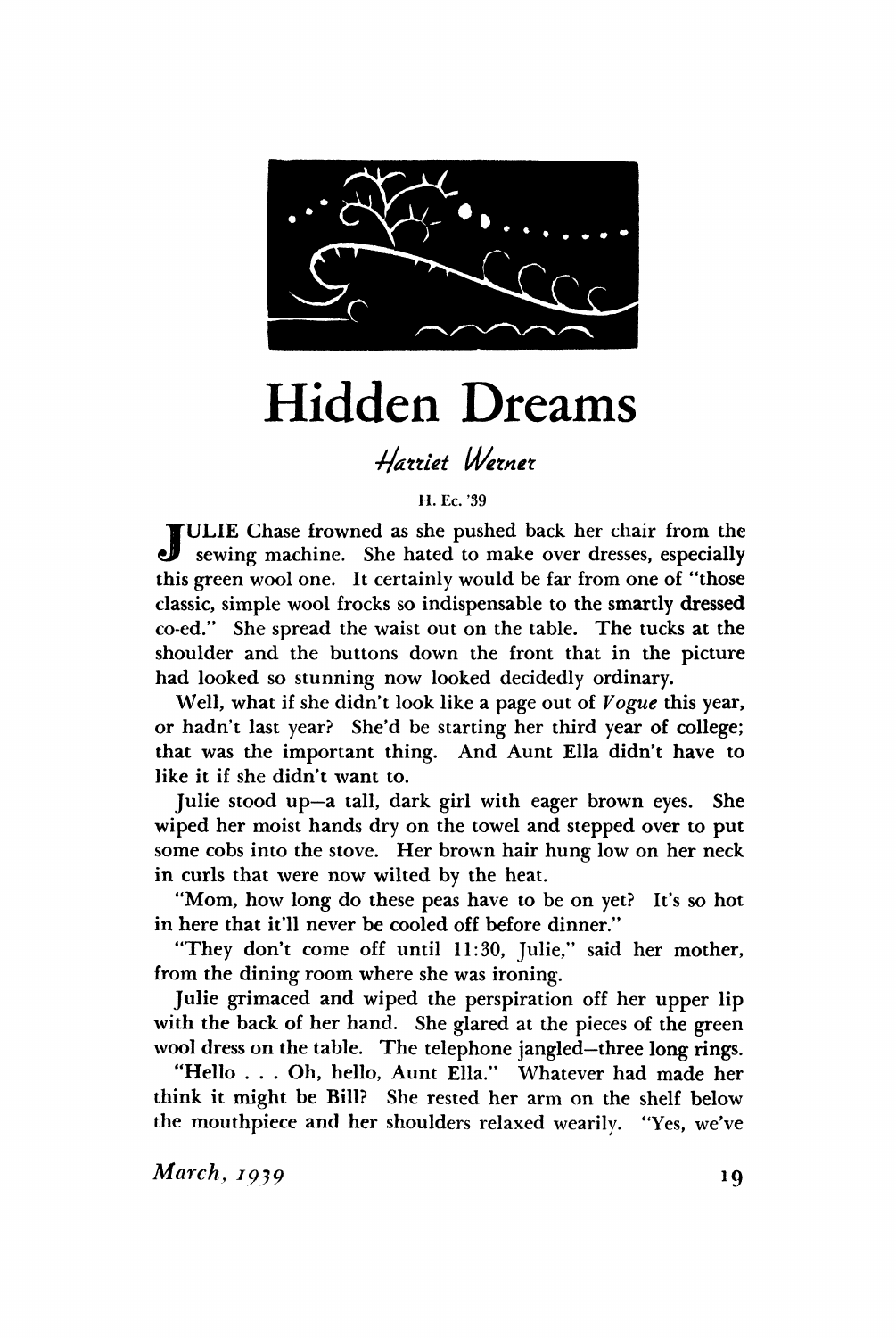# Hidden Dreams

*Harriet Werner*

H. Ec. '39

JULIE Chase frowned as she pushed back her chair from the sewing machine. She hated to make over dresses, especially this green wool one. It certainly would be far from one of "those classic, simple wool frocks so indispensable to the smartly dressed co-ed." She spread the waist out on the table. The tucks at the shoulder and the buttons down the front that in the picture had looked so stunning now looked decidedly ordinary.

Well, what if she didn't look like a page out of *Vogue* this year, or hadn't last year? She'd be starting her third year of college; that was the important thing. And Aunt Ella didn't have to like it if she didn't want to.

Julie stood up—a tall, dark girl with eager brown eyes. She wiped her moist hands dry on the towel and stepped over to put some cobs into the stove. Her brown hair hung low on her neck in curls that were now wilted by the heat.

"Mom, how long do these peas have to be on yet? It's so hot in here that it'll never be cooled off before dinner."

"They don't come off until 11:30, Julie," said her mother, from the dining room where she was ironing.

Julie grimaced and wiped the perspiration off her upper lip with the back of her hand. She glared at the pieces of the green wool dress on the table. The telephone jangled—three long rings.

"Hello . . . Oh, hello, Aunt Ella." Whatever had made her think it might be Bill? She rested her arm on the shelf below the mouthpiece and her shoulders relaxed wearily. "Yes, we've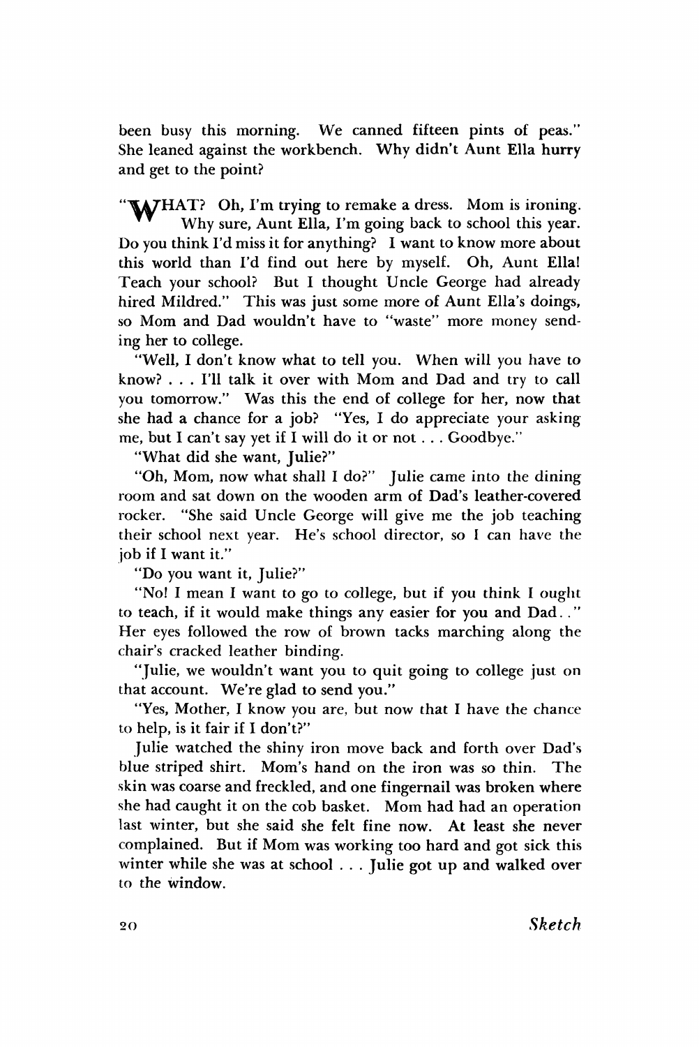been busy this morning. We canned fifteen pints of peas." She leaned against the workbench. Why didn't Aunt Ella hurry and get to the point?

"WHAT? Oh, I'm trying to remake a dress. Mom is ironing. Why sure, Aunt Ella, I'm going back to school this year. Do you think I'd miss it for anything? I want to know more about this world than I'd find out here by myself. Oh, Aunt Ella! Teach your school? But I thought Uncle George had already hired Mildred." This was just some more of Aunt Ella's doings, so Mom and Dad wouldn't have to "waste" more money sending her to college.

"Well, I don't know what to tell you. When will you have to know? . . . I'll talk it over with Mom and Dad and try to call you tomorrow." Was this the end of college for her, now that she had a chance for a job? "Yes, I do appreciate your asking me, but I can't say yet if I will do it or not . . . Goodbye."

"What did she want, Julie?"

"Oh, Mom, now what shall I do?" Julie came into the dining room and sat down on the wooden arm of Dad's leather-covered rocker. "She said Uncle George will give me the job teaching their school next year. He's school director, so I can have the job if I want it."

"Do you want it, Julie?"

"No! I mean I want to go to college, but if you think I ought to teach, if it would make things any easier for you and Dad . ." Her eyes followed the row of brown tacks marching along the chair's cracked leather binding.

"Julie, we wouldn't want you to quit going to college just on that account. We're glad to send you."

"Yes, Mother, I know you are, but now that I have the chance to help, is it fair if I don't?"

Julie watched the shiny iron move back and forth over Dad's blue striped shirt. Mom's hand on the iron was so thin. The skin was coarse and freckled, and one fingernail was broken where she had caught it on the cob basket. Mom had had an operation last winter, but she said she felt fine now. At least she never complained. But if Mom was working too hard and got sick this winter while she was at school . . . Julie got up and walked over to the window.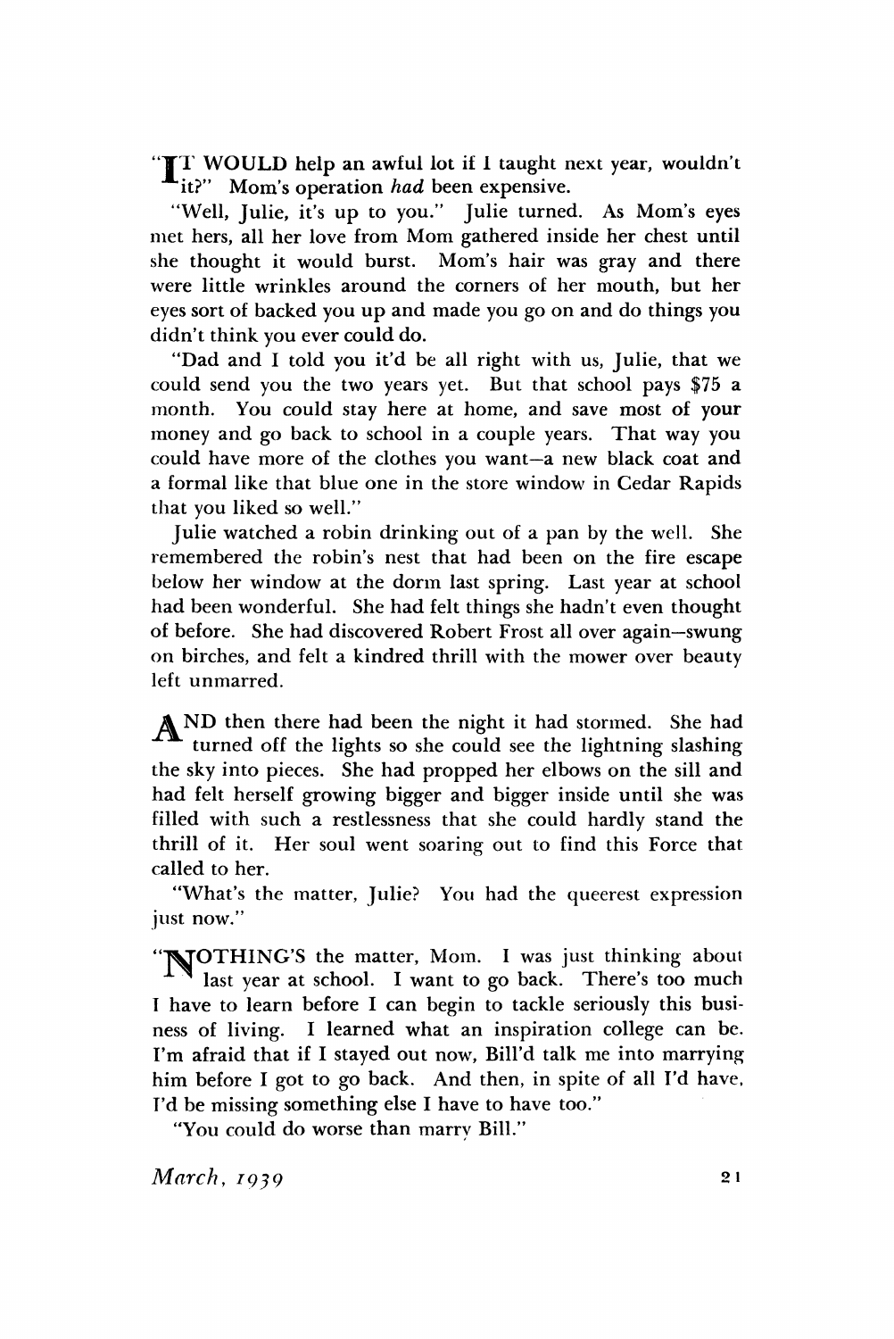"IT WOULD help an awful lot if I taught next year, wouldn't it?" Mom's operation *had* been expensive.

"Well, Julie, it's up to you." Julie turned. As Mom's eyes met hers, all her love from Mom gathered inside her chest until she thought it would burst. Mom's hair was gray and there were little wrinkles around the corners of her mouth, but her eyes sort of backed you up and made you go on and do things you didn't think you ever could do.

"Dad and I told you it'd be all right with us, Julie, that we could send you the two years yet. But that school pays $75 a month. You could stay here at home, and save most of your money and go back to school in a couple years. That way you could have more of the clothes you want—a new black coat and a formal like that blue one in the store window in Cedar Rapids that you liked so well."

Julie watched a robin drinking out of a pan by the well. She remembered the robin's nest that had been on the fire escape below her window at the dorm last spring. Last year at school had been wonderful. She had felt things she hadn't even thought of before. She had discovered Robert Frost all over again—swung on birches, and felt a kindred thrill with the mower over beauty left unmarred.

AND then there had been the night it had stormed. She had turned off the lights so she could see the lightning slashing the sky into pieces. She had propped her elbows on the sill and had felt herself growing bigger and bigger inside until she was filled with such a restlessness that she could hardly stand the thrill of it. Her soul went soaring out to find this Force that called to her.

"What's the matter, Julie? You had the queerest expression just now."

"NOTHING'S the matter, Mom. I was just thinking about last year at school. I want to go back. There's too much I have to learn before I can begin to tackle seriously this business of living. I learned what an inspiration college can be. I'm afraid that if I stayed out now, Bill'd talk me into marrying him before I got to go back. And then, in spite of all I'd have, I'd be missing something else I have to have too."

"You could do worse than marry Bill."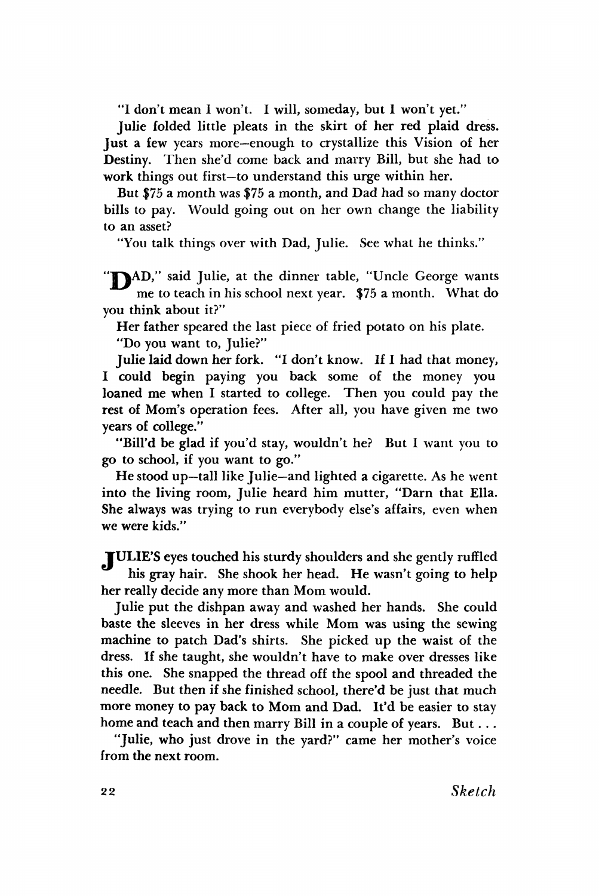"I don't mean I won't. I will, someday, but I won't yet."

Julie folded little pleats in the skirt of her red plaid dress. Just a few years more—enough to crystallize this Vision of her Destiny. Then she'd come back and marry Bill, but she had to work things out first—to understand this urge within her.

But $75 a month was $75 a month, and Dad had so many doctor bills to pay. Would going out on her own change the liability to an asset?

"You talk things over with Dad, Julie. See what he thinks."

"DAD," said Julie, at the dinner table, "Uncle George wants me to teach in his school next year. $75 a month. What do you think about it?"

Her father speared the last piece of fried potato on his plate.

"Do you want to, Julie?"

Julie laid down her fork. "I don't know. If I had that money, I could begin paying you back some of the money you loaned me when I started to college. Then you could pay the rest of Mom's operation fees. After all, you have given me two years of college."

"Bill'd be glad if you'd stay, wouldn't he? But I want you to go to school, if you want to go."

He stood up—tall like Julie—and lighted a cigarette. As he went into the living room, Julie heard him mutter, "Darn that Ella. She always was trying to run everybody else's affairs, even when we were kids."

JULIE'S eyes touched his sturdy shoulders and she gently ruffled his gray hair. She shook her head. He wasn't going to help her really decide any more than Mom would.

Julie put the dishpan away and washed her hands. She could baste the sleeves in her dress while Mom was using the sewing machine to patch Dad's shirts. She picked up the waist of the dress. If she taught, she wouldn't have to make over dresses like this one. She snapped the thread off the spool and threaded the needle. But then if she finished school, there'd be just that much more money to pay back to Mom and Dad. It'd be easier to stay home and teach and then marry Bill in a couple of years. But . . .

"Julie, who just drove in the yard?" came her mother's voice from the next room.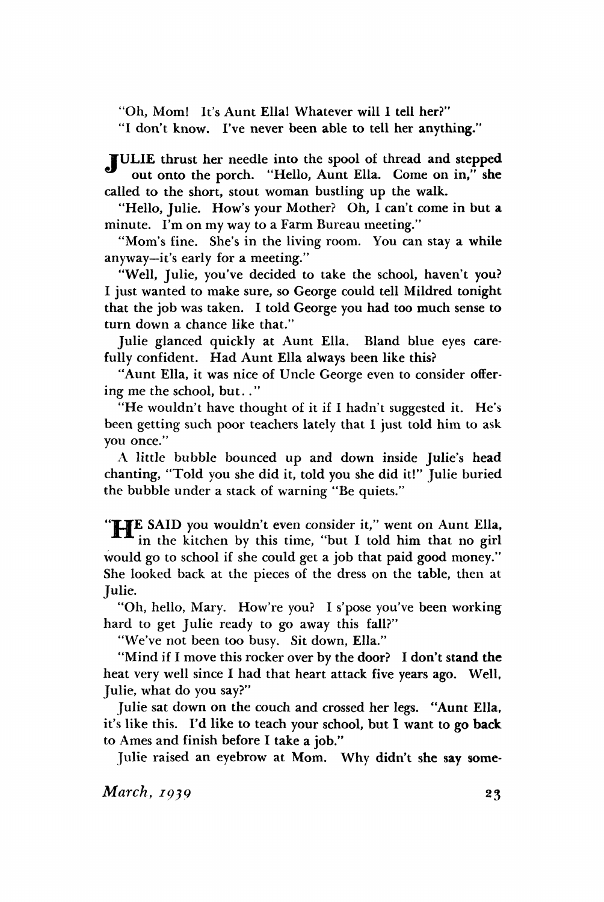"Oh, Mom! It's Aunt Ella! Whatever will I tell her?"

"I don't know. I've never been able to tell her anything."

JULIE thrust her needle into the spool of thread and stepped out onto the porch. "Hello, Aunt Ella. Come on in," she called to the short, stout woman bustling up the walk.

"Hello, Julie. How's your Mother? Oh, I can't come in but a minute. I'm on my way to a Farm Bureau meeting."

"Mom's fine. She's in the living room. You can stay a while anyway—it's early for a meeting."

"Well, Julie, you've decided to take the school, haven't you? I just wanted to make sure, so George could tell Mildred tonight that the job was taken. I told George you had too much sense to turn down a chance like that."

Julie glanced quickly at Aunt Ella. Bland blue eyes carefully confident. Had Aunt Ella always been like this?

"Aunt Ella, it was nice of Uncle George even to consider offering me the school, but. ."

"He wouldn't have thought of it if I hadn't suggested it. He's been getting such poor teachers lately that I just told him to ask you once."

A little bubble bounced up and down inside Julie's head chanting, "Told you she did it, told you she did it!" Julie buried the bubble under a stack of warning "Be quiets."

"HE SAID you wouldn't even consider it," went on Aunt Ella, in the kitchen by this time, "but I told him that no girl would go to school if she could get a job that paid good money." She looked back at the pieces of the dress on the table, then at Julie.

"Oh, hello, Mary. How're you? I s'pose you've been working hard to get Julie ready to go away this fall?"

"We've not been too busy. Sit down, Ella."

"Mind if I move this rocker over by the door? I don't stand the heat very well since I had that heart attack five years ago. Well, Julie, what do you say?"

Julie sat down on the couch and crossed her legs. "Aunt Ella, it's like this. I'd like to teach your school, but I want to go back to Ames and finish before I take a job."

Julie raised an eyebrow at Mom. Why didn't she say some-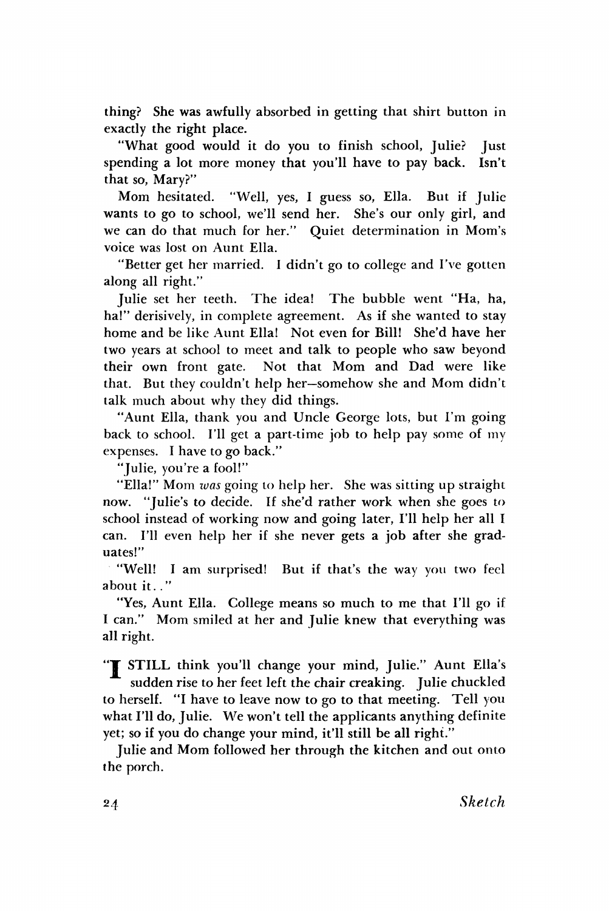thing? She was awfully absorbed in getting that shirt button in exactly the right place.

"What good would it do you to finish school, Julie? Just spending a lot more money that you'll have to pay back. Isn't that so, Mary?"

Mom hesitated. "Well, yes, I guess so, Ella. But if Julie wants to go to school, we'll send her. She's our only girl, and we can do that much for her." Quiet determination in Mom's voice was lost on Aunt Ella.

"Better get her married. I didn't go to college and I've gotten along all right."

Julie set her teeth. The idea! The bubble went "Ha, ha, ha!" derisively, in complete agreement. As if she wanted to stay home and be like Aunt Ella! Not even for Bill! She'd have her two years at school to meet and talk to people who saw beyond their own front gate. Not that Mom and Dad were like that. But they couldn't help her—somehow she and Mom didn't talk much about why they did things.

"Aunt Ella, thank you and Uncle George lots, but I'm going back to school. I'll get a part-time job to help pay some of my expenses. I have to go back."

"Julie, you're a fool!"

"Ella!" Mom *was* going to help her. She was sitting up straight now. "Julie's to decide. If she'd rather work when she goes to school instead of working now and going later, I'll help her all I can. I'll even help her if she never gets a job after she graduates!"

"Well! I am surprised! But if that's the way you two feel about it. ."

"Yes, Aunt Ella. College means so much to me that I'll go if I can." Mom smiled at her and Julie knew that everything was all right.

"I STILL think you'll change your mind, Julie." Aunt Ella's sudden rise to her feet left the chair creaking. Julie chuckled to herself. "I have to leave now to go to that meeting. Tell you what I'll do, Julie. We won't tell the applicants anything definite yet; so if you do change your mind, it'll still be all right."

Julie and Mom followed her through the kitchen and out onto the porch.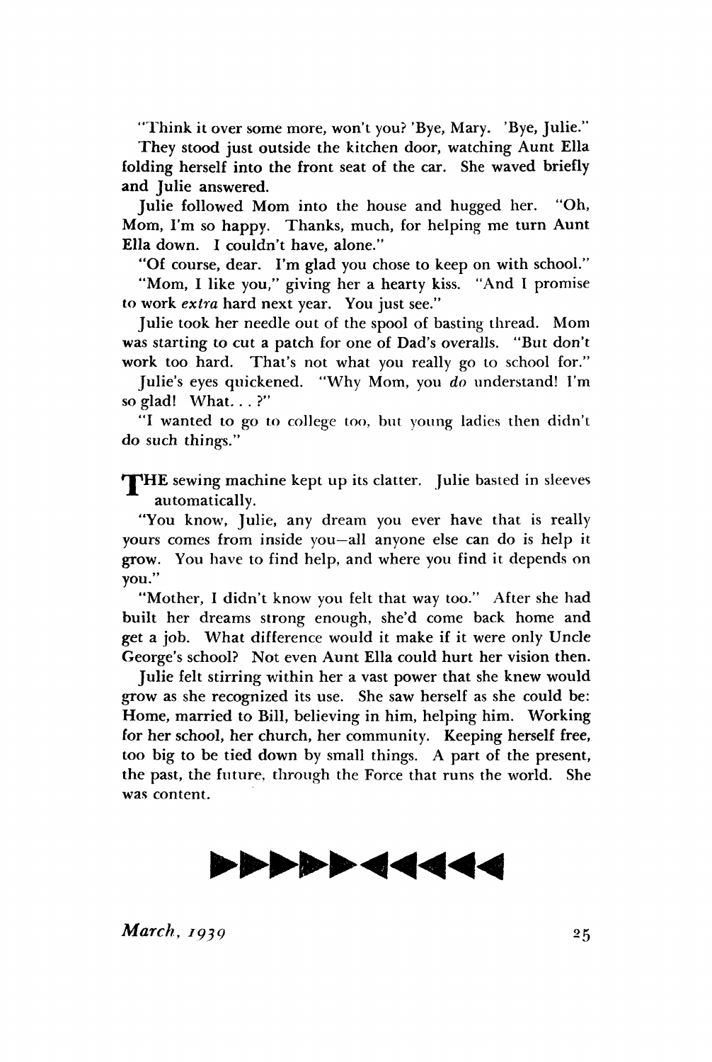"Think it over some more, won't you? 'Bye, Mary. 'Bye, Julie."

They stood just outside the kitchen door, watching Aunt Ella folding herself into the front seat of the car. She waved briefly and Julie answered.

Julie followed Mom into the house and hugged her. "Oh, Mom, I'm so happy. Thanks, much, for helping me turn Aunt Ella down. I couldn't have, alone."

"Of course, dear. I'm glad you chose to keep on with school."

"Mom, I like you," giving her a hearty kiss. "And I promise to work *extra* hard next year. You just see."

Julie took her needle out of the spool of basting thread. Mom was starting to cut a patch for one of Dad's overalls. "But don't work too hard. That's not what you really go to school for."

Julie's eyes quickened. "Why Mom, you *do* understand! I'm so glad! What. . . ?"

"I wanted to go to college too, but young ladies then didn't do such things."

THE sewing machine kept up its clatter. Julie basted in sleeves automatically.

"You know, Julie, any dream you ever have that is really yours comes from inside you—all anyone else can do is help it grow. You have to find help, and where you find it depends on you."

"Mother, I didn't know you felt that way too." After she had built her dreams strong enough, she'd come back home and get a job. What difference would it make if it were only Uncle George's school? Not even Aunt Ella could hurt her vision then.

Julie felt stirring within her a vast power that she knew would grow as she recognized its use. She saw herself as she could be: Home, married to Bill, believing in him, helping him. Working for her school, her church, her community. Keeping herself free, too big to be tied down by small things. A part of the present, the past, the future, through the Force that runs the world. She was content.

▶▶▶▶▶◀◀◀◀◀